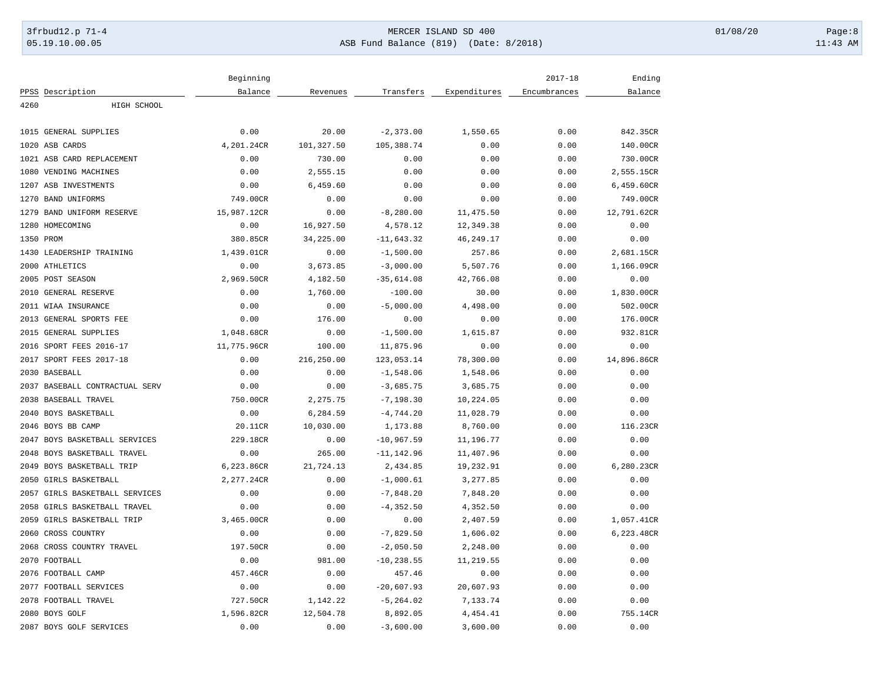| PPSS | Description | Beginning Balance | Revenues | Transfers | Expenditures | 2017-18 Encumbrances | Ending Balance |
|---|---|---|---|---|---|---|---|
| 4260 | HIGH SCHOOL | | | | | | |
| 1015 | GENERAL SUPPLIES | 0.00 | 20.00 | -2,373.00 | 1,550.65 | 0.00 | 842.35CR |
| 1020 | ASB CARDS | 4,201.24CR | 101,327.50 | 105,388.74 | 0.00 | 0.00 | 140.00CR |
| 1021 | ASB CARD REPLACEMENT | 0.00 | 730.00 | 0.00 | 0.00 | 0.00 | 730.00CR |
| 1080 | VENDING MACHINES | 0.00 | 2,555.15 | 0.00 | 0.00 | 0.00 | 2,555.15CR |
| 1207 | ASB INVESTMENTS | 0.00 | 6,459.60 | 0.00 | 0.00 | 0.00 | 6,459.60CR |
| 1270 | BAND UNIFORMS | 749.00CR | 0.00 | 0.00 | 0.00 | 0.00 | 749.00CR |
| 1279 | BAND UNIFORM RESERVE | 15,987.12CR | 0.00 | -8,280.00 | 11,475.50 | 0.00 | 12,791.62CR |
| 1280 | HOMECOMING | 0.00 | 16,927.50 | 4,578.12 | 12,349.38 | 0.00 | 0.00 |
| 1350 | PROM | 380.85CR | 34,225.00 | -11,643.32 | 46,249.17 | 0.00 | 0.00 |
| 1430 | LEADERSHIP TRAINING | 1,439.01CR | 0.00 | -1,500.00 | 257.86 | 0.00 | 2,681.15CR |
| 2000 | ATHLETICS | 0.00 | 3,673.85 | -3,000.00 | 5,507.76 | 0.00 | 1,166.09CR |
| 2005 | POST SEASON | 2,969.50CR | 4,182.50 | -35,614.08 | 42,766.08 | 0.00 | 0.00 |
| 2010 | GENERAL RESERVE | 0.00 | 1,760.00 | -100.00 | 30.00 | 0.00 | 1,830.00CR |
| 2011 | WIAA INSURANCE | 0.00 | 0.00 | -5,000.00 | 4,498.00 | 0.00 | 502.00CR |
| 2013 | GENERAL SPORTS FEE | 0.00 | 176.00 | 0.00 | 0.00 | 0.00 | 176.00CR |
| 2015 | GENERAL SUPPLIES | 1,048.68CR | 0.00 | -1,500.00 | 1,615.87 | 0.00 | 932.81CR |
| 2016 | SPORT FEES 2016-17 | 11,775.96CR | 100.00 | 11,875.96 | 0.00 | 0.00 | 0.00 |
| 2017 | SPORT FEES 2017-18 | 0.00 | 216,250.00 | 123,053.14 | 78,300.00 | 0.00 | 14,896.86CR |
| 2030 | BASEBALL | 0.00 | 0.00 | -1,548.06 | 1,548.06 | 0.00 | 0.00 |
| 2037 | BASEBALL CONTRACTUAL SERV | 0.00 | 0.00 | -3,685.75 | 3,685.75 | 0.00 | 0.00 |
| 2038 | BASEBALL TRAVEL | 750.00CR | 2,275.75 | -7,198.30 | 10,224.05 | 0.00 | 0.00 |
| 2040 | BOYS BASKETBALL | 0.00 | 6,284.59 | -4,744.20 | 11,028.79 | 0.00 | 0.00 |
| 2046 | BOYS BB CAMP | 20.11CR | 10,030.00 | 1,173.88 | 8,760.00 | 0.00 | 116.23CR |
| 2047 | BOYS BASKETBALL SERVICES | 229.18CR | 0.00 | -10,967.59 | 11,196.77 | 0.00 | 0.00 |
| 2048 | BOYS BASKETBALL TRAVEL | 0.00 | 265.00 | -11,142.96 | 11,407.96 | 0.00 | 0.00 |
| 2049 | BOYS BASKETBALL TRIP | 6,223.86CR | 21,724.13 | 2,434.85 | 19,232.91 | 0.00 | 6,280.23CR |
| 2050 | GIRLS BASKETBALL | 2,277.24CR | 0.00 | -1,000.61 | 3,277.85 | 0.00 | 0.00 |
| 2057 | GIRLS BASKETBALL SERVICES | 0.00 | 0.00 | -7,848.20 | 7,848.20 | 0.00 | 0.00 |
| 2058 | GIRLS BASKETBALL TRAVEL | 0.00 | 0.00 | -4,352.50 | 4,352.50 | 0.00 | 0.00 |
| 2059 | GIRLS BASKETBALL TRIP | 3,465.00CR | 0.00 | 0.00 | 2,407.59 | 0.00 | 1,057.41CR |
| 2060 | CROSS COUNTRY | 0.00 | 0.00 | -7,829.50 | 1,606.02 | 0.00 | 6,223.48CR |
| 2068 | CROSS COUNTRY TRAVEL | 197.50CR | 0.00 | -2,050.50 | 2,248.00 | 0.00 | 0.00 |
| 2070 | FOOTBALL | 0.00 | 981.00 | -10,238.55 | 11,219.55 | 0.00 | 0.00 |
| 2076 | FOOTBALL CAMP | 457.46CR | 0.00 | 457.46 | 0.00 | 0.00 | 0.00 |
| 2077 | FOOTBALL SERVICES | 0.00 | 0.00 | -20,607.93 | 20,607.93 | 0.00 | 0.00 |
| 2078 | FOOTBALL TRAVEL | 727.50CR | 1,142.22 | -5,264.02 | 7,133.74 | 0.00 | 0.00 |
| 2080 | BOYS GOLF | 1,596.82CR | 12,504.78 | 8,892.05 | 4,454.41 | 0.00 | 755.14CR |
| 2087 | BOYS GOLF SERVICES | 0.00 | 0.00 | -3,600.00 | 3,600.00 | 0.00 | 0.00 |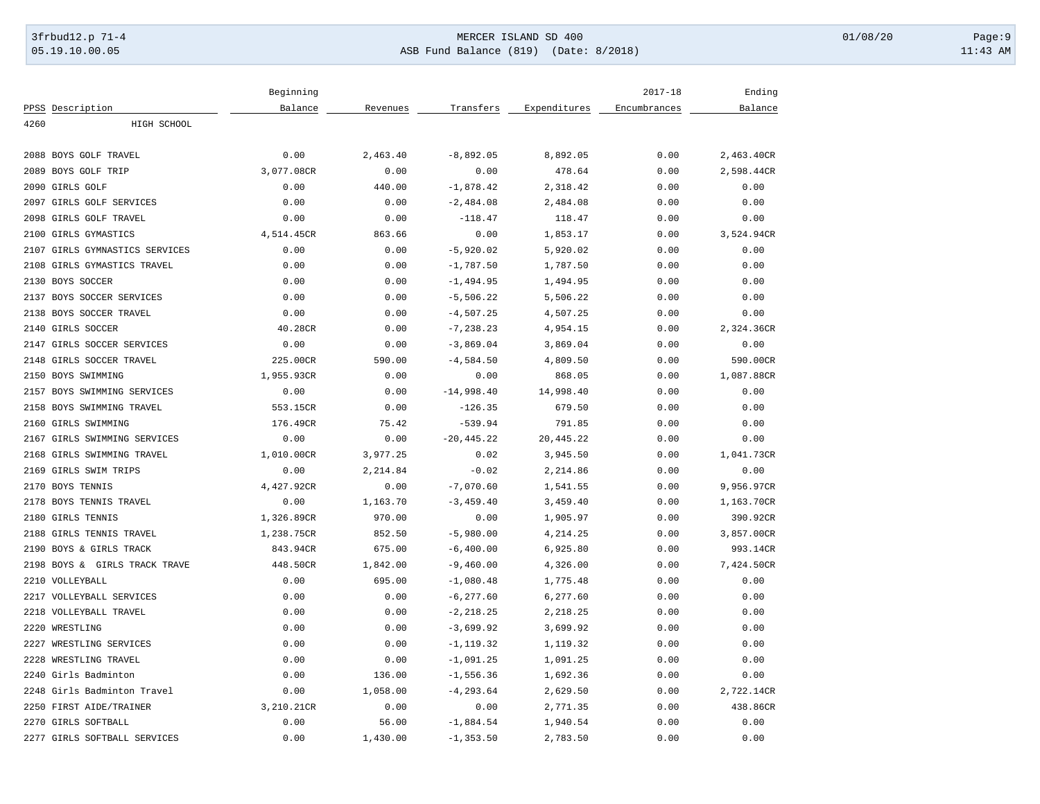| PPSS | Description | Beginning Balance | Revenues | Transfers | Expenditures | 2017-18 Encumbrances | Ending Balance |
|---|---|---|---|---|---|---|---|
| 4260 | HIGH SCHOOL | | | | | | |
| 2088 | BOYS GOLF TRAVEL | 0.00 | 2,463.40 | -8,892.05 | 8,892.05 | 0.00 | 2,463.40CR |
| 2089 | BOYS GOLF TRIP | 3,077.08CR | 0.00 | 0.00 | 478.64 | 0.00 | 2,598.44CR |
| 2090 | GIRLS GOLF | 0.00 | 440.00 | -1,878.42 | 2,318.42 | 0.00 | 0.00 |
| 2097 | GIRLS GOLF SERVICES | 0.00 | 0.00 | -2,484.08 | 2,484.08 | 0.00 | 0.00 |
| 2098 | GIRLS GOLF TRAVEL | 0.00 | 0.00 | -118.47 | 118.47 | 0.00 | 0.00 |
| 2100 | GIRLS GYMASTICS | 4,514.45CR | 863.66 | 0.00 | 1,853.17 | 0.00 | 3,524.94CR |
| 2107 | GIRLS GYMNASTICS SERVICES | 0.00 | 0.00 | -5,920.02 | 5,920.02 | 0.00 | 0.00 |
| 2108 | GIRLS GYMASTICS TRAVEL | 0.00 | 0.00 | -1,787.50 | 1,787.50 | 0.00 | 0.00 |
| 2130 | BOYS SOCCER | 0.00 | 0.00 | -1,494.95 | 1,494.95 | 0.00 | 0.00 |
| 2137 | BOYS SOCCER SERVICES | 0.00 | 0.00 | -5,506.22 | 5,506.22 | 0.00 | 0.00 |
| 2138 | BOYS SOCCER TRAVEL | 0.00 | 0.00 | -4,507.25 | 4,507.25 | 0.00 | 0.00 |
| 2140 | GIRLS SOCCER | 40.28CR | 0.00 | -7,238.23 | 4,954.15 | 0.00 | 2,324.36CR |
| 2147 | GIRLS SOCCER SERVICES | 0.00 | 0.00 | -3,869.04 | 3,869.04 | 0.00 | 0.00 |
| 2148 | GIRLS SOCCER TRAVEL | 225.00CR | 590.00 | -4,584.50 | 4,809.50 | 0.00 | 590.00CR |
| 2150 | BOYS SWIMMING | 1,955.93CR | 0.00 | 0.00 | 868.05 | 0.00 | 1,087.88CR |
| 2157 | BOYS SWIMMING SERVICES | 0.00 | 0.00 | -14,998.40 | 14,998.40 | 0.00 | 0.00 |
| 2158 | BOYS SWIMMING TRAVEL | 553.15CR | 0.00 | -126.35 | 679.50 | 0.00 | 0.00 |
| 2160 | GIRLS SWIMMING | 176.49CR | 75.42 | -539.94 | 791.85 | 0.00 | 0.00 |
| 2167 | GIRLS SWIMMING SERVICES | 0.00 | 0.00 | -20,445.22 | 20,445.22 | 0.00 | 0.00 |
| 2168 | GIRLS SWIMMING TRAVEL | 1,010.00CR | 3,977.25 | 0.02 | 3,945.50 | 0.00 | 1,041.73CR |
| 2169 | GIRLS SWIM TRIPS | 0.00 | 2,214.84 | -0.02 | 2,214.86 | 0.00 | 0.00 |
| 2170 | BOYS TENNIS | 4,427.92CR | 0.00 | -7,070.60 | 1,541.55 | 0.00 | 9,956.97CR |
| 2178 | BOYS TENNIS TRAVEL | 0.00 | 1,163.70 | -3,459.40 | 3,459.40 | 0.00 | 1,163.70CR |
| 2180 | GIRLS TENNIS | 1,326.89CR | 970.00 | 0.00 | 1,905.97 | 0.00 | 390.92CR |
| 2188 | GIRLS TENNIS TRAVEL | 1,238.75CR | 852.50 | -5,980.00 | 4,214.25 | 0.00 | 3,857.00CR |
| 2190 | BOYS & GIRLS TRACK | 843.94CR | 675.00 | -6,400.00 | 6,925.80 | 0.00 | 993.14CR |
| 2198 | BOYS & GIRLS TRACK TRAVE | 448.50CR | 1,842.00 | -9,460.00 | 4,326.00 | 0.00 | 7,424.50CR |
| 2210 | VOLLEYBALL | 0.00 | 695.00 | -1,080.48 | 1,775.48 | 0.00 | 0.00 |
| 2217 | VOLLEYBALL SERVICES | 0.00 | 0.00 | -6,277.60 | 6,277.60 | 0.00 | 0.00 |
| 2218 | VOLLEYBALL TRAVEL | 0.00 | 0.00 | -2,218.25 | 2,218.25 | 0.00 | 0.00 |
| 2220 | WRESTLING | 0.00 | 0.00 | -3,699.92 | 3,699.92 | 0.00 | 0.00 |
| 2227 | WRESTLING SERVICES | 0.00 | 0.00 | -1,119.32 | 1,119.32 | 0.00 | 0.00 |
| 2228 | WRESTLING TRAVEL | 0.00 | 0.00 | -1,091.25 | 1,091.25 | 0.00 | 0.00 |
| 2240 | Girls Badminton | 0.00 | 136.00 | -1,556.36 | 1,692.36 | 0.00 | 0.00 |
| 2248 | Girls Badminton Travel | 0.00 | 1,058.00 | -4,293.64 | 2,629.50 | 0.00 | 2,722.14CR |
| 2250 | FIRST AIDE/TRAINER | 3,210.21CR | 0.00 | 0.00 | 2,771.35 | 0.00 | 438.86CR |
| 2270 | GIRLS SOFTBALL | 0.00 | 56.00 | -1,884.54 | 1,940.54 | 0.00 | 0.00 |
| 2277 | GIRLS SOFTBALL SERVICES | 0.00 | 1,430.00 | -1,353.50 | 2,783.50 | 0.00 | 0.00 |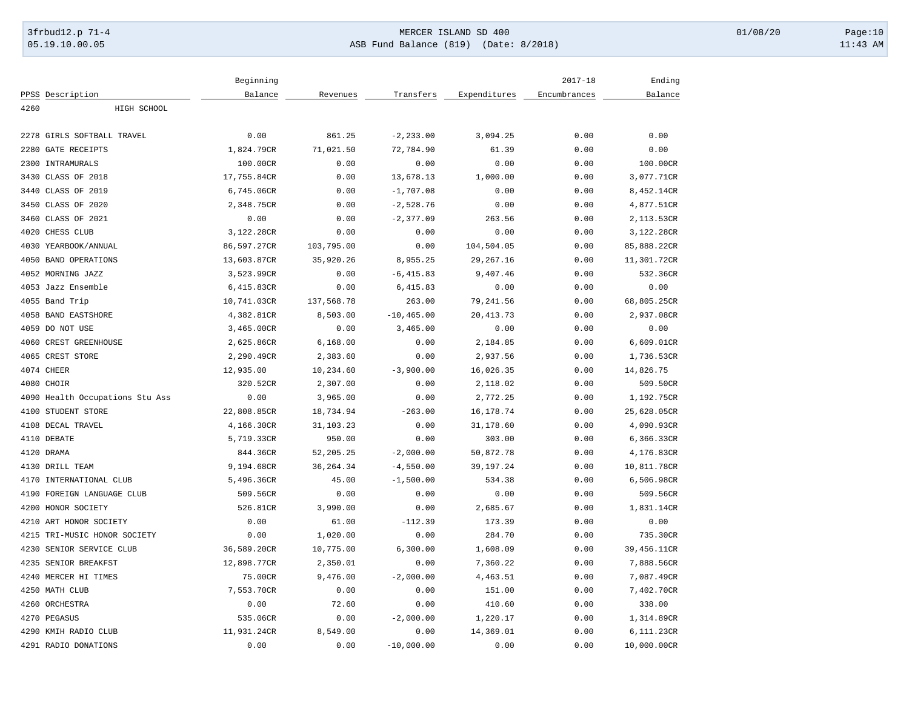| PPSS | Description | Beginning Balance | Revenues | Transfers | Expenditures | 2017-18 Encumbrances | Ending Balance |
|---|---|---|---|---|---|---|---|
| 4260 | HIGH SCHOOL | | | | | | |
| 2278 | GIRLS SOFTBALL TRAVEL | 0.00 | 861.25 | -2,233.00 | 3,094.25 | 0.00 | 0.00 |
| 2280 | GATE RECEIPTS | 1,824.79CR | 71,021.50 | 72,784.90 | 61.39 | 0.00 | 0.00 |
| 2300 | INTRAMURALS | 100.00CR | 0.00 | 0.00 | 0.00 | 0.00 | 100.00CR |
| 3430 | CLASS OF 2018 | 17,755.84CR | 0.00 | 13,678.13 | 1,000.00 | 0.00 | 3,077.71CR |
| 3440 | CLASS OF 2019 | 6,745.06CR | 0.00 | -1,707.08 | 0.00 | 0.00 | 8,452.14CR |
| 3450 | CLASS OF 2020 | 2,348.75CR | 0.00 | -2,528.76 | 0.00 | 0.00 | 4,877.51CR |
| 3460 | CLASS OF 2021 | 0.00 | 0.00 | -2,377.09 | 263.56 | 0.00 | 2,113.53CR |
| 4020 | CHESS CLUB | 3,122.28CR | 0.00 | 0.00 | 0.00 | 0.00 | 3,122.28CR |
| 4030 | YEARBOOK/ANNUAL | 86,597.27CR | 103,795.00 | 0.00 | 104,504.05 | 0.00 | 85,888.22CR |
| 4050 | BAND OPERATIONS | 13,603.87CR | 35,920.26 | 8,955.25 | 29,267.16 | 0.00 | 11,301.72CR |
| 4052 | MORNING JAZZ | 3,523.99CR | 0.00 | -6,415.83 | 9,407.46 | 0.00 | 532.36CR |
| 4053 | Jazz Ensemble | 6,415.83CR | 0.00 | 6,415.83 | 0.00 | 0.00 | 0.00 |
| 4055 | Band Trip | 10,741.03CR | 137,568.78 | 263.00 | 79,241.56 | 0.00 | 68,805.25CR |
| 4058 | BAND EASTSHORE | 4,382.81CR | 8,503.00 | -10,465.00 | 20,413.73 | 0.00 | 2,937.08CR |
| 4059 | DO NOT USE | 3,465.00CR | 0.00 | 3,465.00 | 0.00 | 0.00 | 0.00 |
| 4060 | CREST GREENHOUSE | 2,625.86CR | 6,168.00 | 0.00 | 2,184.85 | 0.00 | 6,609.01CR |
| 4065 | CREST STORE | 2,290.49CR | 2,383.60 | 0.00 | 2,937.56 | 0.00 | 1,736.53CR |
| 4074 | CHEER | 12,935.00 | 10,234.60 | -3,900.00 | 16,026.35 | 0.00 | 14,826.75 |
| 4080 | CHOIR | 320.52CR | 2,307.00 | 0.00 | 2,118.02 | 0.00 | 509.50CR |
| 4090 | Health Occupations Stu Ass | 0.00 | 3,965.00 | 0.00 | 2,772.25 | 0.00 | 1,192.75CR |
| 4100 | STUDENT STORE | 22,808.85CR | 18,734.94 | -263.00 | 16,178.74 | 0.00 | 25,628.05CR |
| 4108 | DECAL TRAVEL | 4,166.30CR | 31,103.23 | 0.00 | 31,178.60 | 0.00 | 4,090.93CR |
| 4110 | DEBATE | 5,719.33CR | 950.00 | 0.00 | 303.00 | 0.00 | 6,366.33CR |
| 4120 | DRAMA | 844.36CR | 52,205.25 | -2,000.00 | 50,872.78 | 0.00 | 4,176.83CR |
| 4130 | DRILL TEAM | 9,194.68CR | 36,264.34 | -4,550.00 | 39,197.24 | 0.00 | 10,811.78CR |
| 4170 | INTERNATIONAL CLUB | 5,496.36CR | 45.00 | -1,500.00 | 534.38 | 0.00 | 6,506.98CR |
| 4190 | FOREIGN LANGUAGE CLUB | 509.56CR | 0.00 | 0.00 | 0.00 | 0.00 | 509.56CR |
| 4200 | HONOR SOCIETY | 526.81CR | 3,990.00 | 0.00 | 2,685.67 | 0.00 | 1,831.14CR |
| 4210 | ART HONOR SOCIETY | 0.00 | 61.00 | -112.39 | 173.39 | 0.00 | 0.00 |
| 4215 | TRI-MUSIC HONOR SOCIETY | 0.00 | 1,020.00 | 0.00 | 284.70 | 0.00 | 735.30CR |
| 4230 | SENIOR SERVICE CLUB | 36,589.20CR | 10,775.00 | 6,300.00 | 1,608.09 | 0.00 | 39,456.11CR |
| 4235 | SENIOR BREAKFST | 12,898.77CR | 2,350.01 | 0.00 | 7,360.22 | 0.00 | 7,888.56CR |
| 4240 | MERCER HI TIMES | 75.00CR | 9,476.00 | -2,000.00 | 4,463.51 | 0.00 | 7,087.49CR |
| 4250 | MATH CLUB | 7,553.70CR | 0.00 | 0.00 | 151.00 | 0.00 | 7,402.70CR |
| 4260 | ORCHESTRA | 0.00 | 72.60 | 0.00 | 410.60 | 0.00 | 338.00 |
| 4270 | PEGASUS | 535.06CR | 0.00 | -2,000.00 | 1,220.17 | 0.00 | 1,314.89CR |
| 4290 | KMIH RADIO CLUB | 11,931.24CR | 8,549.00 | 0.00 | 14,369.01 | 0.00 | 6,111.23CR |
| 4291 | RADIO DONATIONS | 0.00 | 0.00 | -10,000.00 | 0.00 | 0.00 | 10,000.00CR |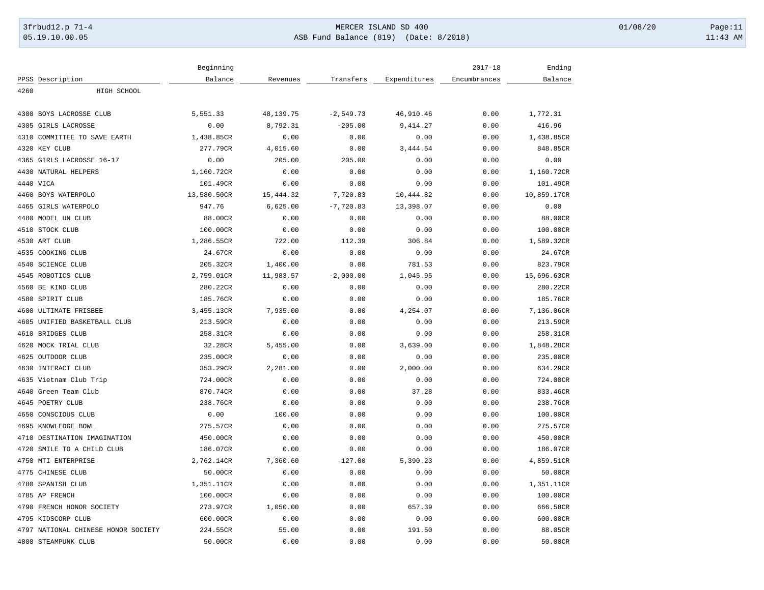| PPSS | Description | Beginning Balance | Revenues | Transfers | Expenditures | 2017-18 Encumbrances | Ending Balance |
|---|---|---|---|---|---|---|---|
| 4260 | HIGH SCHOOL | | | | | | |
| 4300 | BOYS LACROSSE CLUB | 5,551.33 | 48,139.75 | -2,549.73 | 46,910.46 | 0.00 | 1,772.31 |
| 4305 | GIRLS LACROSSE | 0.00 | 8,792.31 | -205.00 | 9,414.27 | 0.00 | 416.96 |
| 4310 | COMMITTEE TO SAVE EARTH | 1,438.85CR | 0.00 | 0.00 | 0.00 | 0.00 | 1,438.85CR |
| 4320 | KEY CLUB | 277.79CR | 4,015.60 | 0.00 | 3,444.54 | 0.00 | 848.85CR |
| 4365 | GIRLS LACROSSE 16-17 | 0.00 | 205.00 | 205.00 | 0.00 | 0.00 | 0.00 |
| 4430 | NATURAL HELPERS | 1,160.72CR | 0.00 | 0.00 | 0.00 | 0.00 | 1,160.72CR |
| 4440 | VICA | 101.49CR | 0.00 | 0.00 | 0.00 | 0.00 | 101.49CR |
| 4460 | BOYS WATERPOLO | 13,580.50CR | 15,444.32 | 7,720.83 | 10,444.82 | 0.00 | 10,859.17CR |
| 4465 | GIRLS WATERPOLO | 947.76 | 6,625.00 | -7,720.83 | 13,398.07 | 0.00 | 0.00 |
| 4480 | MODEL UN CLUB | 88.00CR | 0.00 | 0.00 | 0.00 | 0.00 | 88.00CR |
| 4510 | STOCK CLUB | 100.00CR | 0.00 | 0.00 | 0.00 | 0.00 | 100.00CR |
| 4530 | ART CLUB | 1,286.55CR | 722.00 | 112.39 | 306.84 | 0.00 | 1,589.32CR |
| 4535 | COOKING CLUB | 24.67CR | 0.00 | 0.00 | 0.00 | 0.00 | 24.67CR |
| 4540 | SCIENCE CLUB | 205.32CR | 1,400.00 | 0.00 | 781.53 | 0.00 | 823.79CR |
| 4545 | ROBOTICS CLUB | 2,759.01CR | 11,983.57 | -2,000.00 | 1,045.95 | 0.00 | 15,696.63CR |
| 4560 | BE KIND CLUB | 280.22CR | 0.00 | 0.00 | 0.00 | 0.00 | 280.22CR |
| 4580 | SPIRIT CLUB | 185.76CR | 0.00 | 0.00 | 0.00 | 0.00 | 185.76CR |
| 4600 | ULTIMATE FRISBEE | 3,455.13CR | 7,935.00 | 0.00 | 4,254.07 | 0.00 | 7,136.06CR |
| 4605 | UNIFIED BASKETBALL CLUB | 213.59CR | 0.00 | 0.00 | 0.00 | 0.00 | 213.59CR |
| 4610 | BRIDGES CLUB | 258.31CR | 0.00 | 0.00 | 0.00 | 0.00 | 258.31CR |
| 4620 | MOCK TRIAL CLUB | 32.28CR | 5,455.00 | 0.00 | 3,639.00 | 0.00 | 1,848.28CR |
| 4625 | OUTDOOR CLUB | 235.00CR | 0.00 | 0.00 | 0.00 | 0.00 | 235.00CR |
| 4630 | INTERACT CLUB | 353.29CR | 2,281.00 | 0.00 | 2,000.00 | 0.00 | 634.29CR |
| 4635 | Vietnam Club Trip | 724.00CR | 0.00 | 0.00 | 0.00 | 0.00 | 724.00CR |
| 4640 | Green Team Club | 870.74CR | 0.00 | 0.00 | 37.28 | 0.00 | 833.46CR |
| 4645 | POETRY CLUB | 238.76CR | 0.00 | 0.00 | 0.00 | 0.00 | 238.76CR |
| 4650 | CONSCIOUS CLUB | 0.00 | 100.00 | 0.00 | 0.00 | 0.00 | 100.00CR |
| 4695 | KNOWLEDGE BOWL | 275.57CR | 0.00 | 0.00 | 0.00 | 0.00 | 275.57CR |
| 4710 | DESTINATION IMAGINATION | 450.00CR | 0.00 | 0.00 | 0.00 | 0.00 | 450.00CR |
| 4720 | SMILE TO A CHILD CLUB | 186.07CR | 0.00 | 0.00 | 0.00 | 0.00 | 186.07CR |
| 4750 | MTI ENTERPRISE | 2,762.14CR | 7,360.60 | -127.00 | 5,390.23 | 0.00 | 4,859.51CR |
| 4775 | CHINESE CLUB | 50.00CR | 0.00 | 0.00 | 0.00 | 0.00 | 50.00CR |
| 4780 | SPANISH CLUB | 1,351.11CR | 0.00 | 0.00 | 0.00 | 0.00 | 1,351.11CR |
| 4785 | AP FRENCH | 100.00CR | 0.00 | 0.00 | 0.00 | 0.00 | 100.00CR |
| 4790 | FRENCH HONOR SOCIETY | 273.97CR | 1,050.00 | 0.00 | 657.39 | 0.00 | 666.58CR |
| 4795 | KIDSCORP CLUB | 600.00CR | 0.00 | 0.00 | 0.00 | 0.00 | 600.00CR |
| 4797 | NATIONAL CHINESE HONOR SOCIETY | 224.55CR | 55.00 | 0.00 | 191.50 | 0.00 | 88.05CR |
| 4800 | STEAMPUNK CLUB | 50.00CR | 0.00 | 0.00 | 0.00 | 0.00 | 50.00CR |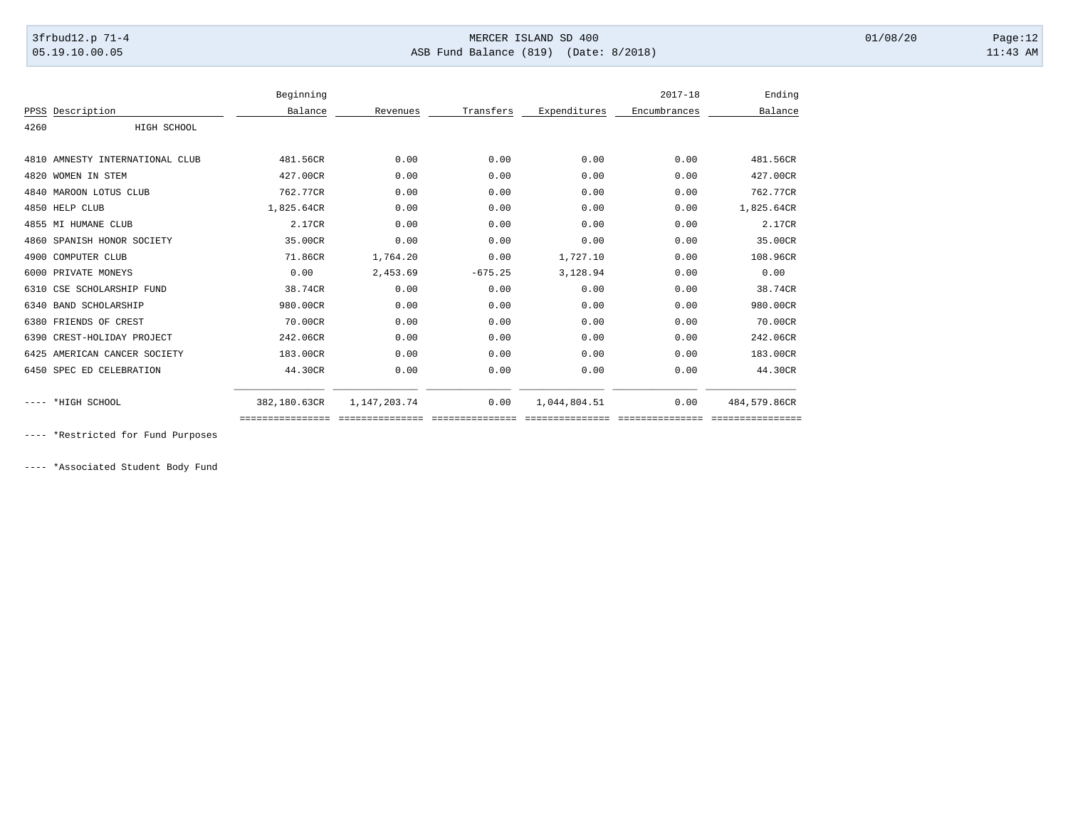| PPSS | Description | Beginning Balance | Revenues | Transfers | Expenditures | 2017-18 Encumbrances | Ending Balance |
|---|---|---|---|---|---|---|---|
| 4260 | HIGH SCHOOL | | | | | | |
| 4810 | AMNESTY INTERNATIONAL CLUB | 481.56CR | 0.00 | 0.00 | 0.00 | 0.00 | 481.56CR |
| 4820 | WOMEN IN STEM | 427.00CR | 0.00 | 0.00 | 0.00 | 0.00 | 427.00CR |
| 4840 | MAROON LOTUS CLUB | 762.77CR | 0.00 | 0.00 | 0.00 | 0.00 | 762.77CR |
| 4850 | HELP CLUB | 1,825.64CR | 0.00 | 0.00 | 0.00 | 0.00 | 1,825.64CR |
| 4855 | MI HUMANE CLUB | 2.17CR | 0.00 | 0.00 | 0.00 | 0.00 | 2.17CR |
| 4860 | SPANISH HONOR SOCIETY | 35.00CR | 0.00 | 0.00 | 0.00 | 0.00 | 35.00CR |
| 4900 | COMPUTER CLUB | 71.86CR | 1,764.20 | 0.00 | 1,727.10 | 0.00 | 108.96CR |
| 6000 | PRIVATE MONEYS | 0.00 | 2,453.69 | -675.25 | 3,128.94 | 0.00 | 0.00 |
| 6310 | CSE SCHOLARSHIP FUND | 38.74CR | 0.00 | 0.00 | 0.00 | 0.00 | 38.74CR |
| 6340 | BAND SCHOLARSHIP | 980.00CR | 0.00 | 0.00 | 0.00 | 0.00 | 980.00CR |
| 6380 | FRIENDS OF CREST | 70.00CR | 0.00 | 0.00 | 0.00 | 0.00 | 70.00CR |
| 6390 | CREST-HOLIDAY PROJECT | 242.06CR | 0.00 | 0.00 | 0.00 | 0.00 | 242.06CR |
| 6425 | AMERICAN CANCER SOCIETY | 183.00CR | 0.00 | 0.00 | 0.00 | 0.00 | 183.00CR |
| 6450 | SPEC ED CELEBRATION | 44.30CR | 0.00 | 0.00 | 0.00 | 0.00 | 44.30CR |
| ---- | *HIGH SCHOOL | 382,180.63CR | 1,147,203.74 | 0.00 | 1,044,804.51 | 0.00 | 484,579.86CR |

---- *Restricted for Fund Purposes

---- *Associated Student Body Fund